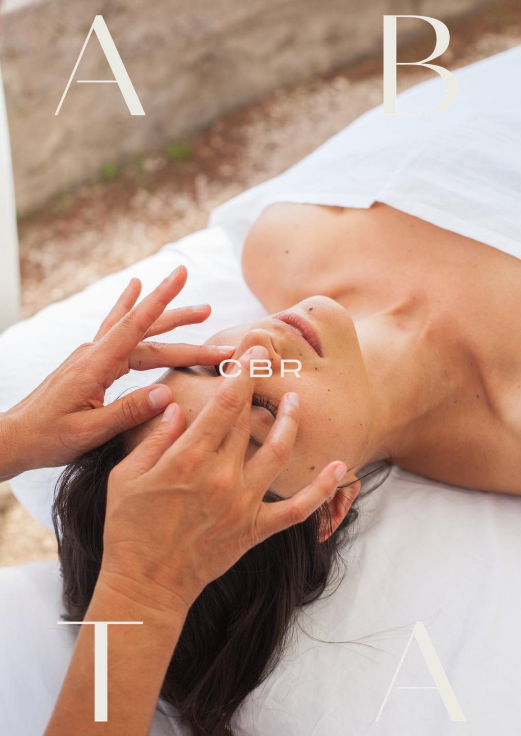A B

CBR

T A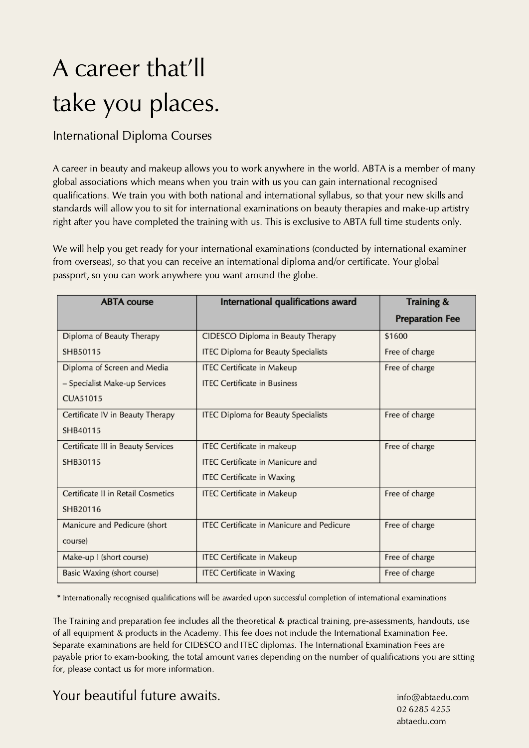# A career that'll take you places.

## International Diploma Courses

A career in beauty and makeup allows you to work anywhere in the world. ABTA is a member of many global associations which means when you train with us you can gain international recognised qualifications. We train you with both national and international syllabus, so that your new skills and standards will allow you to sit for international examinations on beauty therapies and make-up artistry right after you have completed the training with us. This is exclusive to ABTA full time students only.

We will help you get ready for your international examinations (conducted by international examiner from overseas), so that you can receive an international diploma and/or certificate. Your global passport, so you can work anywhere you want around the globe.

| ABTA course | International qualifications award | Training & Preparation Fee |
|---|---|---|
| Diploma of Beauty Therapy SHB50115 | CIDESCO Diploma in Beauty Therapy<br>ITEC Diploma for Beauty Specialists | $1600<br>Free of charge |
| Diploma of Screen and Media – Specialist Make-up Services CUA51015 | ITEC Certificate in Makeup<br>ITEC Certificate in Business | Free of charge |
| Certificate IV in Beauty Therapy SHB40115 | ITEC Diploma for Beauty Specialists | Free of charge |
| Certificate III in Beauty Services SHB30115 | ITEC Certificate in makeup<br>ITEC Certificate in Manicure and<br>ITEC Certificate in Waxing | Free of charge |
| Certificate II in Retail Cosmetics SHB20116 | ITEC Certificate in Makeup | Free of charge |
| Manicure and Pedicure (short course) | ITEC Certificate in Manicure and Pedicure | Free of charge |
| Make-up I (short course) | ITEC Certificate in Makeup | Free of charge |
| Basic Waxing (short course) | ITEC Certificate in Waxing | Free of charge |

* Internationally recognised qualifications will be awarded upon successful completion of international examinations

The Training and preparation fee includes all the theoretical & practical training, pre-assessments, handouts, use of all equipment & products in the Academy. This fee does not include the International Examination Fee. Separate examinations are held for CIDESCO and ITEC diplomas. The International Examination Fees are payable prior to exam-booking, the total amount varies depending on the number of qualifications you are sitting for, please contact us for more information.

## Your beautiful future awaits.

info@abtaedu.com
02 6285 4255
abtaedu.com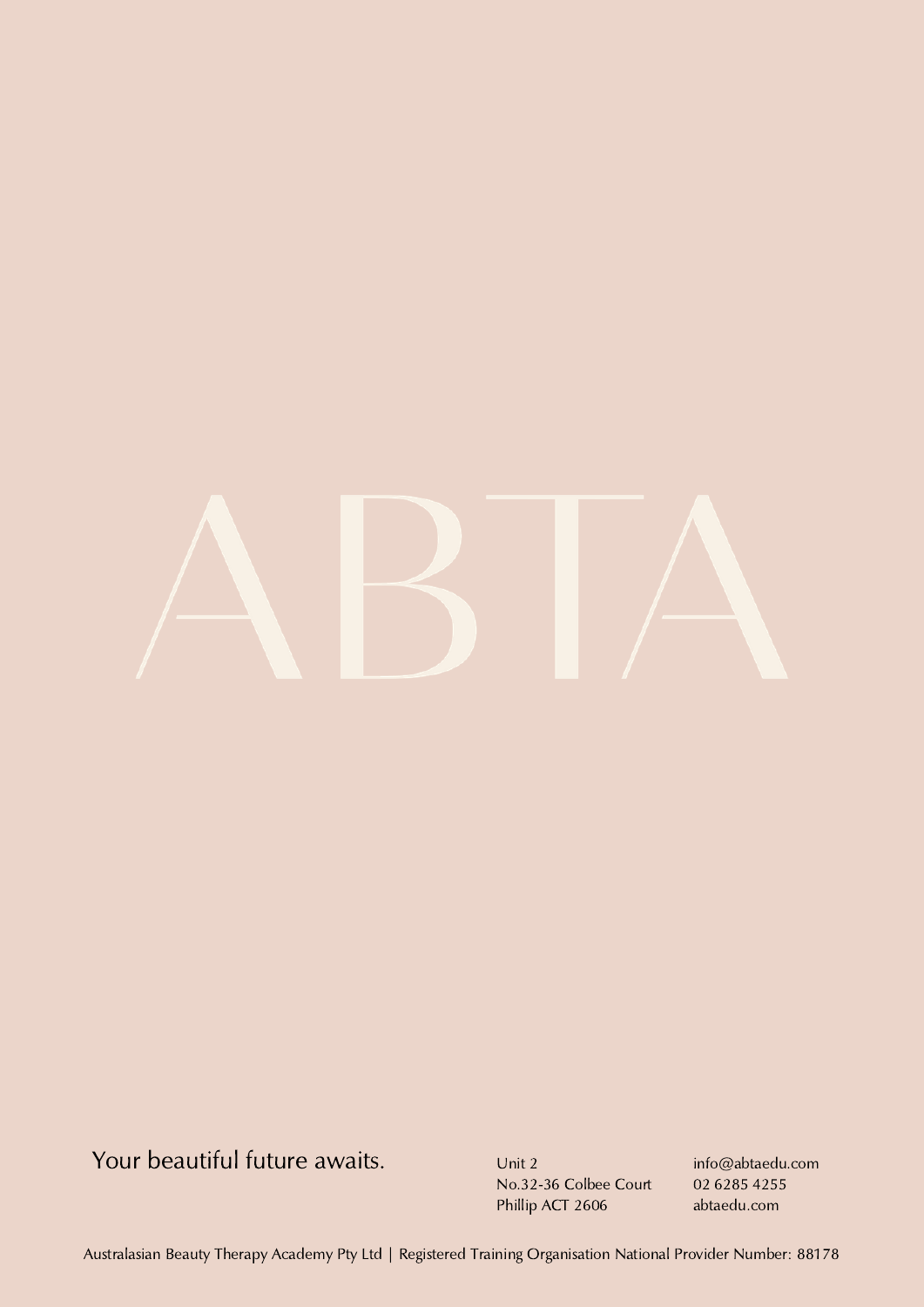# ABTA

Your beautiful future awaits.

Unit 2
No.32-36 Colbee Court
Phillip ACT 2606

info@abtaedu.com
02 6285 4255
abtaedu.com

Australasian Beauty Therapy Academy Pty Ltd | Registered Training Organisation National Provider Number: 88178